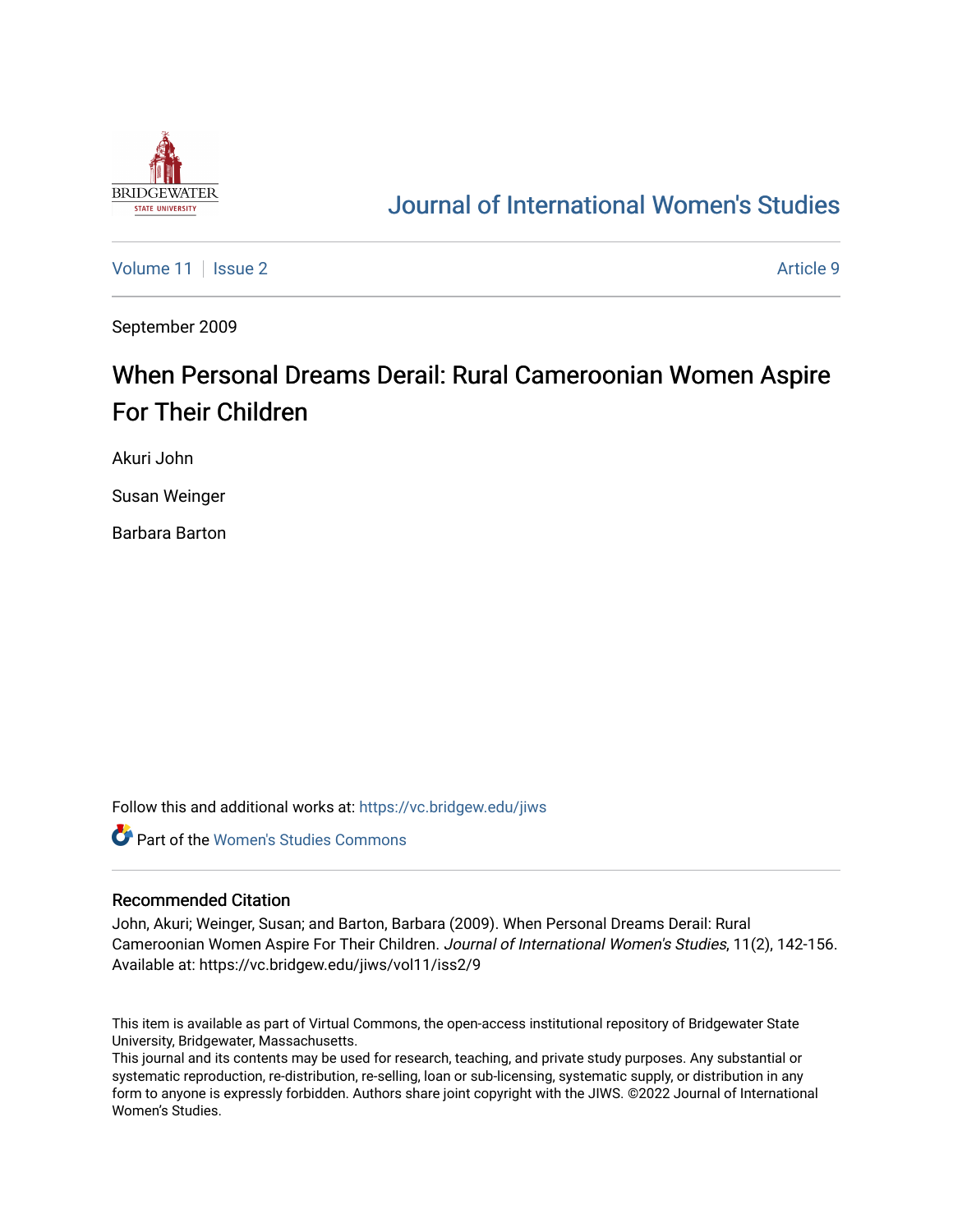# Journal of International Women's Studies

Volume 11 | Issue 2 | Article 9

September 2009

## When Personal Dreams Derail: Rural Cameroonian Women Aspire For Their Children

Akuri John

Susan Weinger

Barbara Barton

Follow this and additional works at: https://vc.bridgew.edu/jiws

Part of the Women's Studies Commons

### Recommended Citation

John, Akuri; Weinger, Susan; and Barton, Barbara (2009). When Personal Dreams Derail: Rural Cameroonian Women Aspire For Their Children. *Journal of International Women's Studies*, 11(2), 142-156.
Available at: https://vc.bridgew.edu/jiws/vol11/iss2/9

This item is available as part of Virtual Commons, the open-access institutional repository of Bridgewater State University, Bridgewater, Massachusetts.
This journal and its contents may be used for research, teaching, and private study purposes. Any substantial or systematic reproduction, re-distribution, re-selling, loan or sub-licensing, systematic supply, or distribution in any form to anyone is expressly forbidden. Authors share joint copyright with the JIWS. ©2022 Journal of International Women's Studies.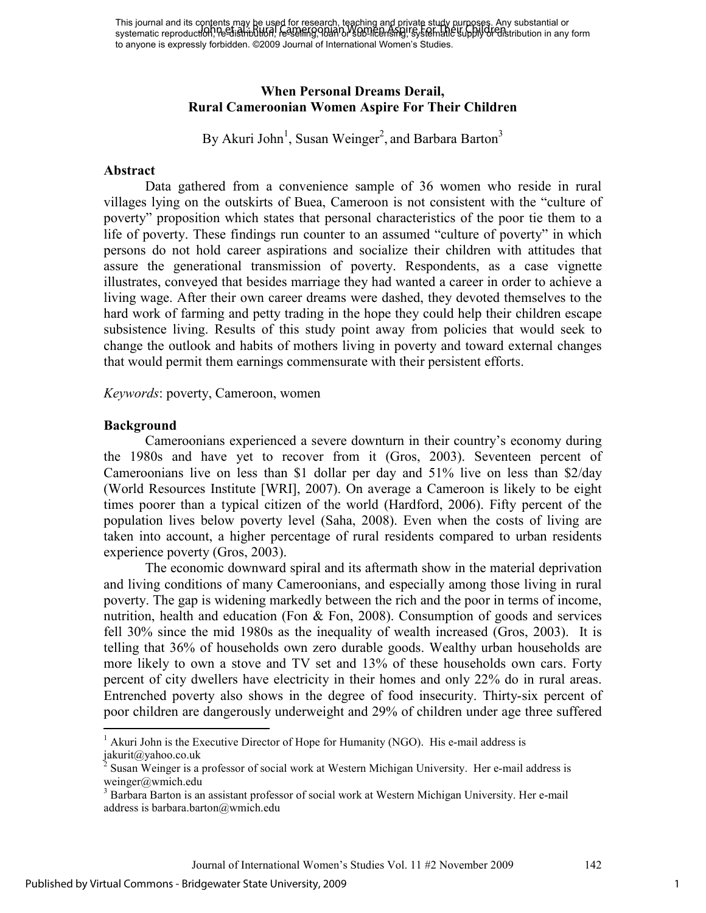This journal and its contents may be used for research, teaching and private study purposes. Any substantial or systematic reproduction, re-distribution, re-selling, loan or sub-licensing, systematic supply or distribution in any form to anyone is expressly forbidden. ©2009 Journal of International Women's Studies.

# When Personal Dreams Derail, Rural Cameroonian Women Aspire For Their Children

By Akuri John[1], Susan Weinger[2], and Barbara Barton[3]

## Abstract

Data gathered from a convenience sample of 36 women who reside in rural villages lying on the outskirts of Buea, Cameroon is not consistent with the "culture of poverty" proposition which states that personal characteristics of the poor tie them to a life of poverty. These findings run counter to an assumed "culture of poverty" in which persons do not hold career aspirations and socialize their children with attitudes that assure the generational transmission of poverty. Respondents, as a case vignette illustrates, conveyed that besides marriage they had wanted a career in order to achieve a living wage. After their own career dreams were dashed, they devoted themselves to the hard work of farming and petty trading in the hope they could help their children escape subsistence living. Results of this study point away from policies that would seek to change the outlook and habits of mothers living in poverty and toward external changes that would permit them earnings commensurate with their persistent efforts.

*Keywords*: poverty, Cameroon, women

## Background

Cameroonians experienced a severe downturn in their country's economy during the 1980s and have yet to recover from it (Gros, 2003). Seventeen percent of Cameroonians live on less than $1 dollar per day and 51% live on less than $2/day (World Resources Institute [WRI], 2007). On average a Cameroon is likely to be eight times poorer than a typical citizen of the world (Hardford, 2006). Fifty percent of the population lives below poverty level (Saha, 2008). Even when the costs of living are taken into account, a higher percentage of rural residents compared to urban residents experience poverty (Gros, 2003).

The economic downward spiral and its aftermath show in the material deprivation and living conditions of many Cameroonians, and especially among those living in rural poverty. The gap is widening markedly between the rich and the poor in terms of income, nutrition, health and education (Fon & Fon, 2008). Consumption of goods and services fell 30% since the mid 1980s as the inequality of wealth increased (Gros, 2003). It is telling that 36% of households own zero durable goods. Wealthy urban households are more likely to own a stove and TV set and 13% of these households own cars. Forty percent of city dwellers have electricity in their homes and only 22% do in rural areas. Entrenched poverty also shows in the degree of food insecurity. Thirty-six percent of poor children are dangerously underweight and 29% of children under age three suffered

---

[1] Akuri John is the Executive Director of Hope for Humanity (NGO). His e-mail address is jakurit@yahoo.co.uk

[2] Susan Weinger is a professor of social work at Western Michigan University. Her e-mail address is weinger@wmich.edu

[3] Barbara Barton is an assistant professor of social work at Western Michigan University. Her e-mail address is barbara.barton@wmich.edu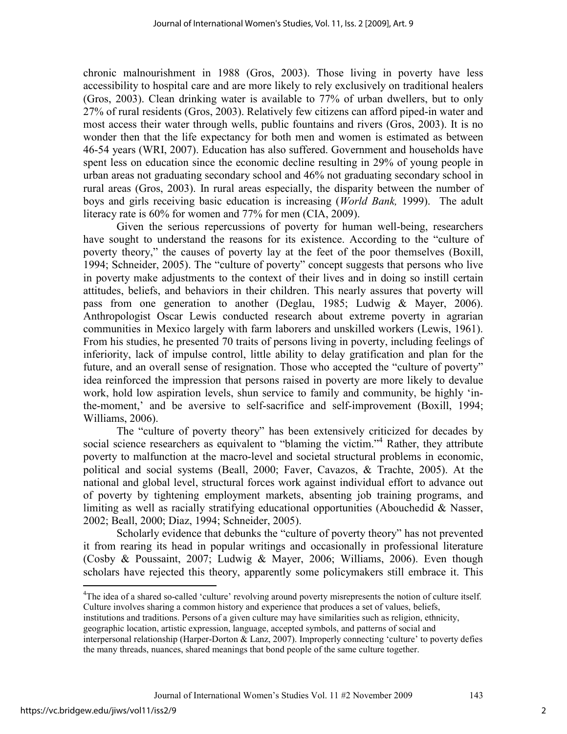chronic malnourishment in 1988 (Gros, 2003). Those living in poverty have less accessibility to hospital care and are more likely to rely exclusively on traditional healers (Gros, 2003). Clean drinking water is available to 77% of urban dwellers, but to only 27% of rural residents (Gros, 2003). Relatively few citizens can afford piped-in water and most access their water through wells, public fountains and rivers (Gros, 2003). It is no wonder then that the life expectancy for both men and women is estimated as between 46-54 years (WRI, 2007). Education has also suffered. Government and households have spent less on education since the economic decline resulting in 29% of young people in urban areas not graduating secondary school and 46% not graduating secondary school in rural areas (Gros, 2003). In rural areas especially, the disparity between the number of boys and girls receiving basic education is increasing (*World Bank,* 1999). The adult literacy rate is 60% for women and 77% for men (CIA, 2009).

Given the serious repercussions of poverty for human well-being, researchers have sought to understand the reasons for its existence. According to the "culture of poverty theory," the causes of poverty lay at the feet of the poor themselves (Boxill, 1994; Schneider, 2005). The "culture of poverty" concept suggests that persons who live in poverty make adjustments to the context of their lives and in doing so instill certain attitudes, beliefs, and behaviors in their children. This nearly assures that poverty will pass from one generation to another (Deglau, 1985; Ludwig & Mayer, 2006). Anthropologist Oscar Lewis conducted research about extreme poverty in agrarian communities in Mexico largely with farm laborers and unskilled workers (Lewis, 1961). From his studies, he presented 70 traits of persons living in poverty, including feelings of inferiority, lack of impulse control, little ability to delay gratification and plan for the future, and an overall sense of resignation. Those who accepted the "culture of poverty" idea reinforced the impression that persons raised in poverty are more likely to devalue work, hold low aspiration levels, shun service to family and community, be highly 'in-the-moment,' and be aversive to self-sacrifice and self-improvement (Boxill, 1994; Williams, 2006).

The "culture of poverty theory" has been extensively criticized for decades by social science researchers as equivalent to "blaming the victim."[4] Rather, they attribute poverty to malfunction at the macro-level and societal structural problems in economic, political and social systems (Beall, 2000; Faver, Cavazos, & Trachte, 2005). At the national and global level, structural forces work against individual effort to advance out of poverty by tightening employment markets, absenting job training programs, and limiting as well as racially stratifying educational opportunities (Abouchedid & Nasser, 2002; Beall, 2000; Diaz, 1994; Schneider, 2005).

Scholarly evidence that debunks the "culture of poverty theory" has not prevented it from rearing its head in popular writings and occasionally in professional literature (Cosby & Poussaint, 2007; Ludwig & Mayer, 2006; Williams, 2006). Even though scholars have rejected this theory, apparently some policymakers still embrace it. This

[4] The idea of a shared so-called 'culture' revolving around poverty misrepresents the notion of culture itself. Culture involves sharing a common history and experience that produces a set of values, beliefs, institutions and traditions. Persons of a given culture may have similarities such as religion, ethnicity, geographic location, artistic expression, language, accepted symbols, and patterns of social and interpersonal relationship (Harper-Dorton & Lanz, 2007). Improperly connecting 'culture' to poverty defies the many threads, nuances, shared meanings that bond people of the same culture together.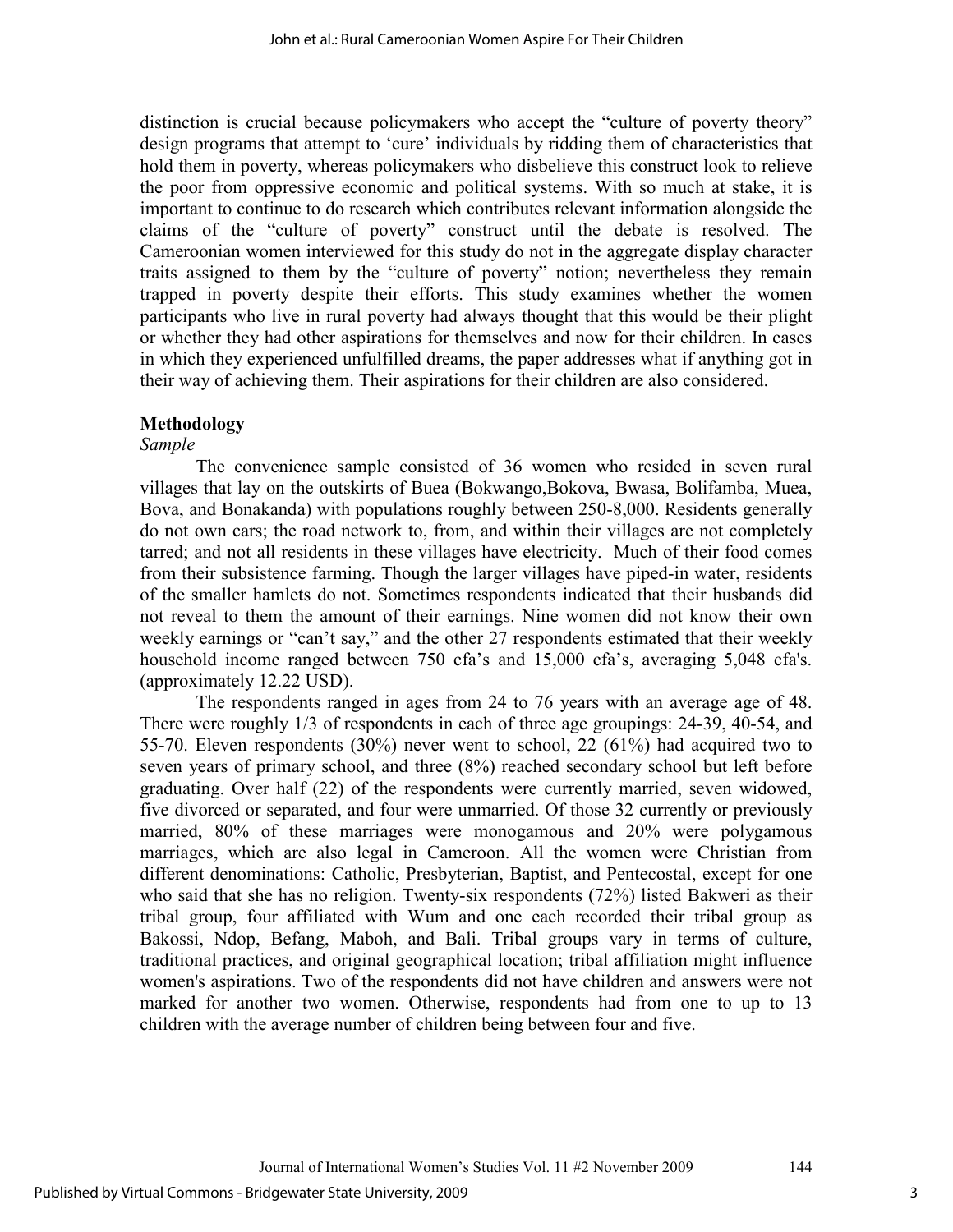distinction is crucial because policymakers who accept the "culture of poverty theory" design programs that attempt to 'cure' individuals by ridding them of characteristics that hold them in poverty, whereas policymakers who disbelieve this construct look to relieve the poor from oppressive economic and political systems. With so much at stake, it is important to continue to do research which contributes relevant information alongside the claims of the "culture of poverty" construct until the debate is resolved. The Cameroonian women interviewed for this study do not in the aggregate display character traits assigned to them by the "culture of poverty" notion; nevertheless they remain trapped in poverty despite their efforts. This study examines whether the women participants who live in rural poverty had always thought that this would be their plight or whether they had other aspirations for themselves and now for their children. In cases in which they experienced unfulfilled dreams, the paper addresses what if anything got in their way of achieving them. Their aspirations for their children are also considered.

**Methodology**

*Sample*

The convenience sample consisted of 36 women who resided in seven rural villages that lay on the outskirts of Buea (Bokwango,Bokova, Bwasa, Bolifamba, Muea, Bova, and Bonakanda) with populations roughly between 250-8,000. Residents generally do not own cars; the road network to, from, and within their villages are not completely tarred; and not all residents in these villages have electricity. Much of their food comes from their subsistence farming. Though the larger villages have piped-in water, residents of the smaller hamlets do not. Sometimes respondents indicated that their husbands did not reveal to them the amount of their earnings. Nine women did not know their own weekly earnings or "can't say," and the other 27 respondents estimated that their weekly household income ranged between 750 cfa's and 15,000 cfa's, averaging 5,048 cfa's. (approximately 12.22 USD).

The respondents ranged in ages from 24 to 76 years with an average age of 48. There were roughly 1/3 of respondents in each of three age groupings: 24-39, 40-54, and 55-70. Eleven respondents (30%) never went to school, 22 (61%) had acquired two to seven years of primary school, and three (8%) reached secondary school but left before graduating. Over half (22) of the respondents were currently married, seven widowed, five divorced or separated, and four were unmarried. Of those 32 currently or previously married, 80% of these marriages were monogamous and 20% were polygamous marriages, which are also legal in Cameroon. All the women were Christian from different denominations: Catholic, Presbyterian, Baptist, and Pentecostal, except for one who said that she has no religion. Twenty-six respondents (72%) listed Bakweri as their tribal group, four affiliated with Wum and one each recorded their tribal group as Bakossi, Ndop, Befang, Maboh, and Bali. Tribal groups vary in terms of culture, traditional practices, and original geographical location; tribal affiliation might influence women's aspirations. Two of the respondents did not have children and answers were not marked for another two women. Otherwise, respondents had from one to up to 13 children with the average number of children being between four and five.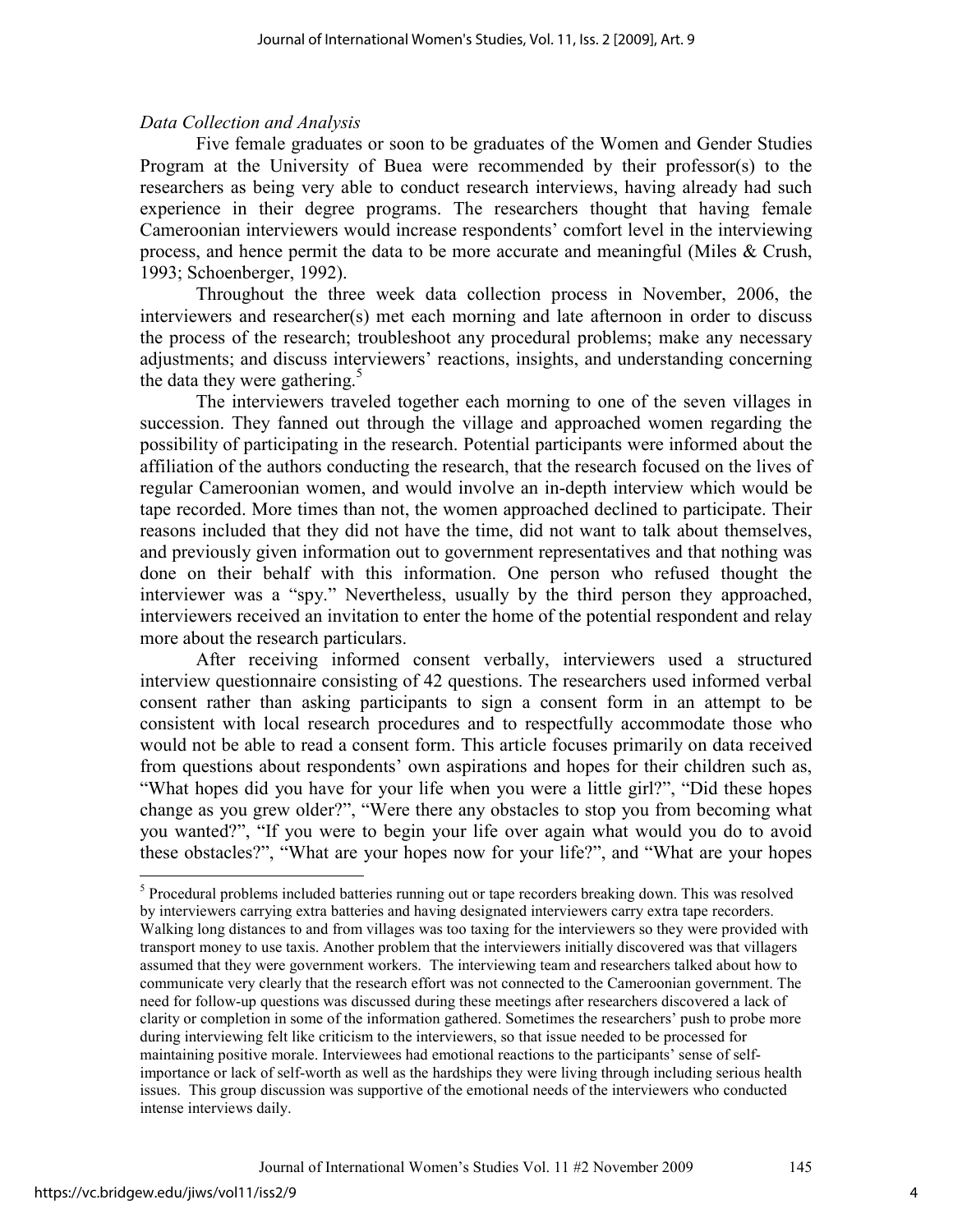*Data Collection and Analysis*

Five female graduates or soon to be graduates of the Women and Gender Studies Program at the University of Buea were recommended by their professor(s) to the researchers as being very able to conduct research interviews, having already had such experience in their degree programs. The researchers thought that having female Cameroonian interviewers would increase respondents' comfort level in the interviewing process, and hence permit the data to be more accurate and meaningful (Miles & Crush, 1993; Schoenberger, 1992).

Throughout the three week data collection process in November, 2006, the interviewers and researcher(s) met each morning and late afternoon in order to discuss the process of the research; troubleshoot any procedural problems; make any necessary adjustments; and discuss interviewers' reactions, insights, and understanding concerning the data they were gathering.[5]

The interviewers traveled together each morning to one of the seven villages in succession. They fanned out through the village and approached women regarding the possibility of participating in the research. Potential participants were informed about the affiliation of the authors conducting the research, that the research focused on the lives of regular Cameroonian women, and would involve an in-depth interview which would be tape recorded. More times than not, the women approached declined to participate. Their reasons included that they did not have the time, did not want to talk about themselves, and previously given information out to government representatives and that nothing was done on their behalf with this information. One person who refused thought the interviewer was a "spy." Nevertheless, usually by the third person they approached, interviewers received an invitation to enter the home of the potential respondent and relay more about the research particulars.

After receiving informed consent verbally, interviewers used a structured interview questionnaire consisting of 42 questions. The researchers used informed verbal consent rather than asking participants to sign a consent form in an attempt to be consistent with local research procedures and to respectfully accommodate those who would not be able to read a consent form. This article focuses primarily on data received from questions about respondents' own aspirations and hopes for their children such as, "What hopes did you have for your life when you were a little girl?", "Did these hopes change as you grew older?", "Were there any obstacles to stop you from becoming what you wanted?", "If you were to begin your life over again what would you do to avoid these obstacles?", "What are your hopes now for your life?", and "What are your hopes

---

[5] Procedural problems included batteries running out or tape recorders breaking down. This was resolved by interviewers carrying extra batteries and having designated interviewers carry extra tape recorders. Walking long distances to and from villages was too taxing for the interviewers so they were provided with transport money to use taxis. Another problem that the interviewers initially discovered was that villagers assumed that they were government workers. The interviewing team and researchers talked about how to communicate very clearly that the research effort was not connected to the Cameroonian government. The need for follow-up questions was discussed during these meetings after researchers discovered a lack of clarity or completion in some of the information gathered. Sometimes the researchers' push to probe more during interviewing felt like criticism to the interviewers, so that issue needed to be processed for maintaining positive morale. Interviewees had emotional reactions to the participants' sense of self-importance or lack of self-worth as well as the hardships they were living through including serious health issues. This group discussion was supportive of the emotional needs of the interviewers who conducted intense interviews daily.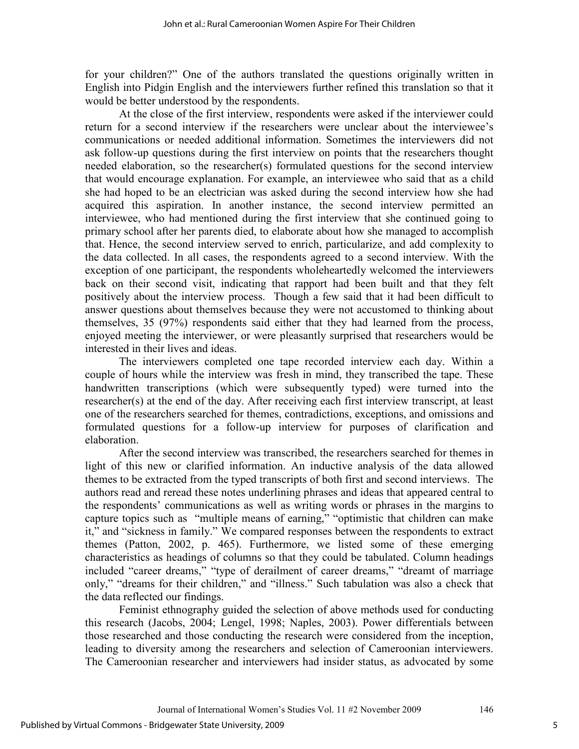for your children?" One of the authors translated the questions originally written in English into Pidgin English and the interviewers further refined this translation so that it would be better understood by the respondents.

At the close of the first interview, respondents were asked if the interviewer could return for a second interview if the researchers were unclear about the interviewee's communications or needed additional information. Sometimes the interviewers did not ask follow-up questions during the first interview on points that the researchers thought needed elaboration, so the researcher(s) formulated questions for the second interview that would encourage explanation. For example, an interviewee who said that as a child she had hoped to be an electrician was asked during the second interview how she had acquired this aspiration. In another instance, the second interview permitted an interviewee, who had mentioned during the first interview that she continued going to primary school after her parents died, to elaborate about how she managed to accomplish that. Hence, the second interview served to enrich, particularize, and add complexity to the data collected. In all cases, the respondents agreed to a second interview. With the exception of one participant, the respondents wholeheartedly welcomed the interviewers back on their second visit, indicating that rapport had been built and that they felt positively about the interview process. Though a few said that it had been difficult to answer questions about themselves because they were not accustomed to thinking about themselves, 35 (97%) respondents said either that they had learned from the process, enjoyed meeting the interviewer, or were pleasantly surprised that researchers would be interested in their lives and ideas.

The interviewers completed one tape recorded interview each day. Within a couple of hours while the interview was fresh in mind, they transcribed the tape. These handwritten transcriptions (which were subsequently typed) were turned into the researcher(s) at the end of the day. After receiving each first interview transcript, at least one of the researchers searched for themes, contradictions, exceptions, and omissions and formulated questions for a follow-up interview for purposes of clarification and elaboration.

After the second interview was transcribed, the researchers searched for themes in light of this new or clarified information. An inductive analysis of the data allowed themes to be extracted from the typed transcripts of both first and second interviews. The authors read and reread these notes underlining phrases and ideas that appeared central to the respondents' communications as well as writing words or phrases in the margins to capture topics such as "multiple means of earning," "optimistic that children can make it," and "sickness in family." We compared responses between the respondents to extract themes (Patton, 2002, p. 465). Furthermore, we listed some of these emerging characteristics as headings of columns so that they could be tabulated. Column headings included "career dreams," "type of derailment of career dreams," "dreamt of marriage only," "dreams for their children," and "illness." Such tabulation was also a check that the data reflected our findings.

Feminist ethnography guided the selection of above methods used for conducting this research (Jacobs, 2004; Lengel, 1998; Naples, 2003). Power differentials between those researched and those conducting the research were considered from the inception, leading to diversity among the researchers and selection of Cameroonian interviewers. The Cameroonian researcher and interviewers had insider status, as advocated by some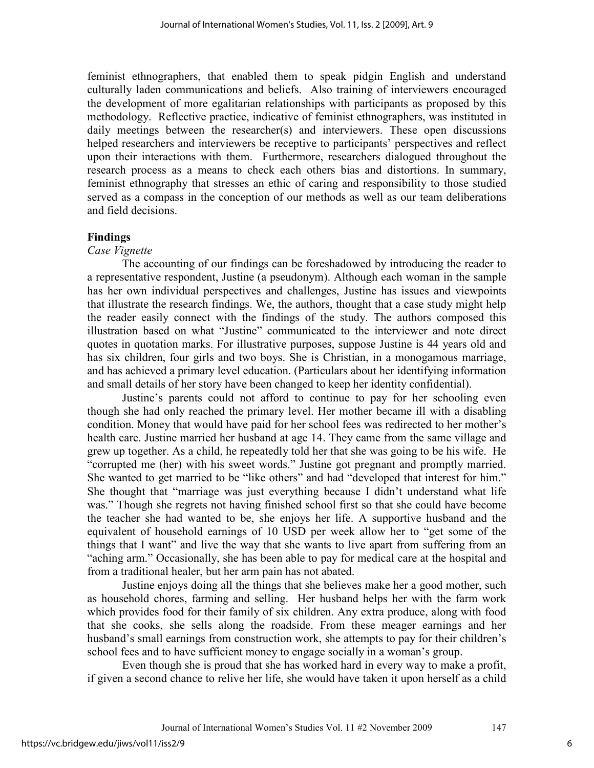feminist ethnographers, that enabled them to speak pidgin English and understand culturally laden communications and beliefs. Also training of interviewers encouraged the development of more egalitarian relationships with participants as proposed by this methodology. Reflective practice, indicative of feminist ethnographers, was instituted in daily meetings between the researcher(s) and interviewers. These open discussions helped researchers and interviewers be receptive to participants' perspectives and reflect upon their interactions with them. Furthermore, researchers dialogued throughout the research process as a means to check each others bias and distortions. In summary, feminist ethnography that stresses an ethic of caring and responsibility to those studied served as a compass in the conception of our methods as well as our team deliberations and field decisions.

## Findings

*Case Vignette*

The accounting of our findings can be foreshadowed by introducing the reader to a representative respondent, Justine (a pseudonym). Although each woman in the sample has her own individual perspectives and challenges, Justine has issues and viewpoints that illustrate the research findings. We, the authors, thought that a case study might help the reader easily connect with the findings of the study. The authors composed this illustration based on what "Justine" communicated to the interviewer and note direct quotes in quotation marks. For illustrative purposes, suppose Justine is 44 years old and has six children, four girls and two boys. She is Christian, in a monogamous marriage, and has achieved a primary level education. (Particulars about her identifying information and small details of her story have been changed to keep her identity confidential).

Justine's parents could not afford to continue to pay for her schooling even though she had only reached the primary level. Her mother became ill with a disabling condition. Money that would have paid for her school fees was redirected to her mother's health care. Justine married her husband at age 14. They came from the same village and grew up together. As a child, he repeatedly told her that she was going to be his wife. He "corrupted me (her) with his sweet words." Justine got pregnant and promptly married. She wanted to get married to be "like others" and had "developed that interest for him." She thought that "marriage was just everything because I didn't understand what life was." Though she regrets not having finished school first so that she could have become the teacher she had wanted to be, she enjoys her life. A supportive husband and the equivalent of household earnings of 10 USD per week allow her to "get some of the things that I want" and live the way that she wants to live apart from suffering from an "aching arm." Occasionally, she has been able to pay for medical care at the hospital and from a traditional healer, but her arm pain has not abated.

Justine enjoys doing all the things that she believes make her a good mother, such as household chores, farming and selling. Her husband helps her with the farm work which provides food for their family of six children. Any extra produce, along with food that she cooks, she sells along the roadside. From these meager earnings and her husband's small earnings from construction work, she attempts to pay for their children's school fees and to have sufficient money to engage socially in a woman's group.

Even though she is proud that she has worked hard in every way to make a profit, if given a second chance to relive her life, she would have taken it upon herself as a child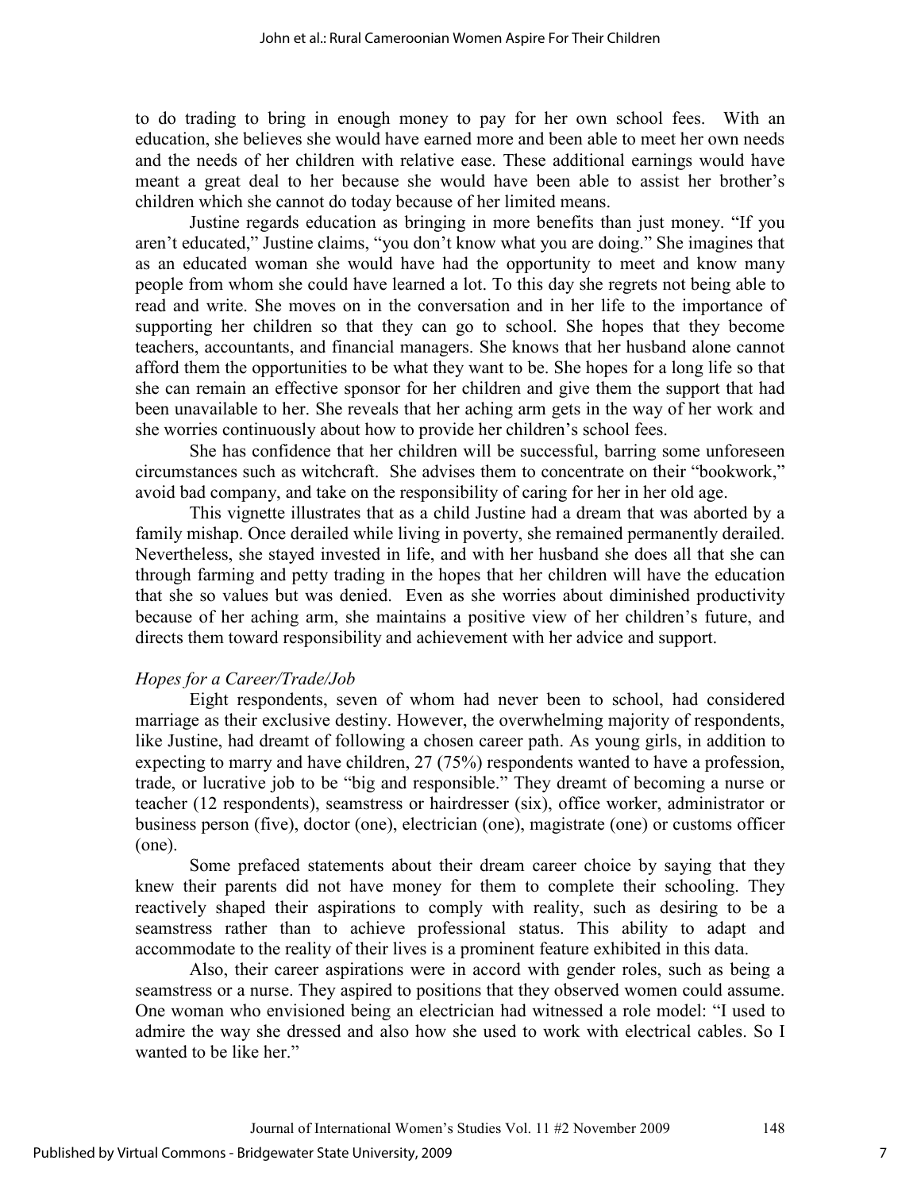to do trading to bring in enough money to pay for her own school fees. With an education, she believes she would have earned more and been able to meet her own needs and the needs of her children with relative ease. These additional earnings would have meant a great deal to her because she would have been able to assist her brother's children which she cannot do today because of her limited means.

Justine regards education as bringing in more benefits than just money. "If you aren't educated," Justine claims, "you don't know what you are doing." She imagines that as an educated woman she would have had the opportunity to meet and know many people from whom she could have learned a lot. To this day she regrets not being able to read and write. She moves on in the conversation and in her life to the importance of supporting her children so that they can go to school. She hopes that they become teachers, accountants, and financial managers. She knows that her husband alone cannot afford them the opportunities to be what they want to be. She hopes for a long life so that she can remain an effective sponsor for her children and give them the support that had been unavailable to her. She reveals that her aching arm gets in the way of her work and she worries continuously about how to provide her children's school fees.

She has confidence that her children will be successful, barring some unforeseen circumstances such as witchcraft. She advises them to concentrate on their "bookwork," avoid bad company, and take on the responsibility of caring for her in her old age.

This vignette illustrates that as a child Justine had a dream that was aborted by a family mishap. Once derailed while living in poverty, she remained permanently derailed. Nevertheless, she stayed invested in life, and with her husband she does all that she can through farming and petty trading in the hopes that her children will have the education that she so values but was denied. Even as she worries about diminished productivity because of her aching arm, she maintains a positive view of her children's future, and directs them toward responsibility and achievement with her advice and support.

### *Hopes for a Career/Trade/Job*

Eight respondents, seven of whom had never been to school, had considered marriage as their exclusive destiny. However, the overwhelming majority of respondents, like Justine, had dreamt of following a chosen career path. As young girls, in addition to expecting to marry and have children, 27 (75%) respondents wanted to have a profession, trade, or lucrative job to be "big and responsible." They dreamt of becoming a nurse or teacher (12 respondents), seamstress or hairdresser (six), office worker, administrator or business person (five), doctor (one), electrician (one), magistrate (one) or customs officer (one).

Some prefaced statements about their dream career choice by saying that they knew their parents did not have money for them to complete their schooling. They reactively shaped their aspirations to comply with reality, such as desiring to be a seamstress rather than to achieve professional status. This ability to adapt and accommodate to the reality of their lives is a prominent feature exhibited in this data.

Also, their career aspirations were in accord with gender roles, such as being a seamstress or a nurse. They aspired to positions that they observed women could assume. One woman who envisioned being an electrician had witnessed a role model: "I used to admire the way she dressed and also how she used to work with electrical cables. So I wanted to be like her."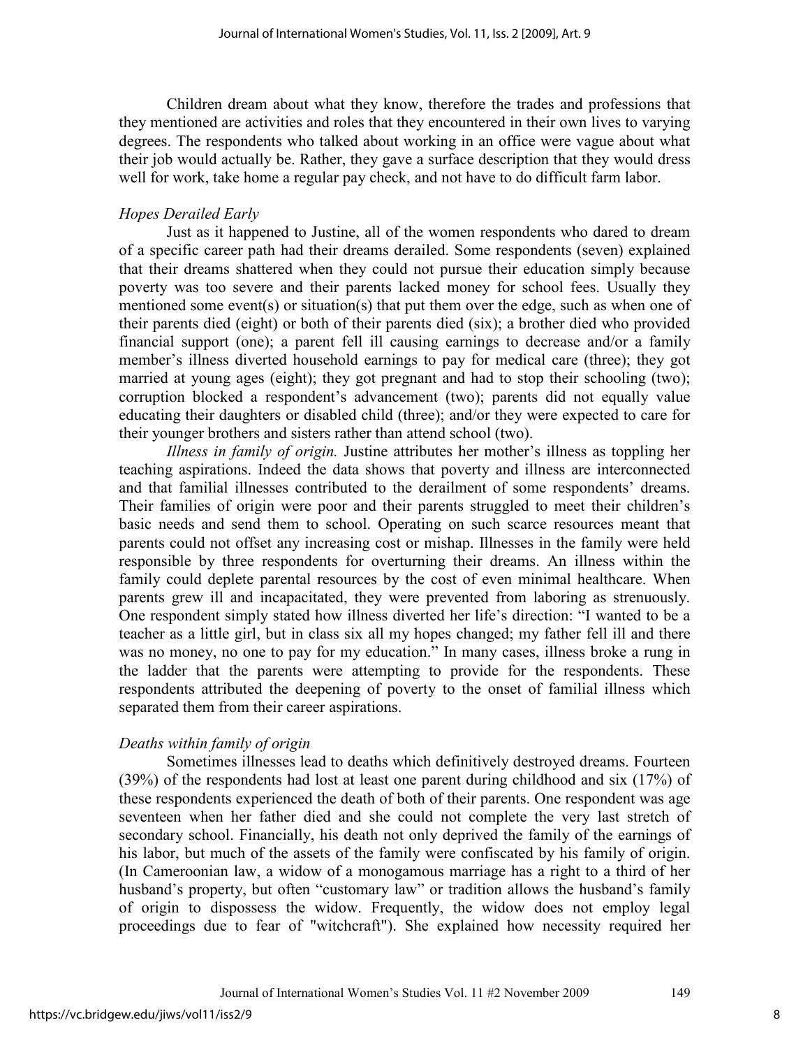Children dream about what they know, therefore the trades and professions that they mentioned are activities and roles that they encountered in their own lives to varying degrees. The respondents who talked about working in an office were vague about what their job would actually be. Rather, they gave a surface description that they would dress well for work, take home a regular pay check, and not have to do difficult farm labor.

### *Hopes Derailed Early*

Just as it happened to Justine, all of the women respondents who dared to dream of a specific career path had their dreams derailed. Some respondents (seven) explained that their dreams shattered when they could not pursue their education simply because poverty was too severe and their parents lacked money for school fees. Usually they mentioned some event(s) or situation(s) that put them over the edge, such as when one of their parents died (eight) or both of their parents died (six); a brother died who provided financial support (one); a parent fell ill causing earnings to decrease and/or a family member's illness diverted household earnings to pay for medical care (three); they got married at young ages (eight); they got pregnant and had to stop their schooling (two); corruption blocked a respondent's advancement (two); parents did not equally value educating their daughters or disabled child (three); and/or they were expected to care for their younger brothers and sisters rather than attend school (two).

*Illness in family of origin.* Justine attributes her mother's illness as toppling her teaching aspirations. Indeed the data shows that poverty and illness are interconnected and that familial illnesses contributed to the derailment of some respondents' dreams. Their families of origin were poor and their parents struggled to meet their children's basic needs and send them to school. Operating on such scarce resources meant that parents could not offset any increasing cost or mishap. Illnesses in the family were held responsible by three respondents for overturning their dreams. An illness within the family could deplete parental resources by the cost of even minimal healthcare. When parents grew ill and incapacitated, they were prevented from laboring as strenuously. One respondent simply stated how illness diverted her life's direction: "I wanted to be a teacher as a little girl, but in class six all my hopes changed; my father fell ill and there was no money, no one to pay for my education." In many cases, illness broke a rung in the ladder that the parents were attempting to provide for the respondents. These respondents attributed the deepening of poverty to the onset of familial illness which separated them from their career aspirations.

### *Deaths within family of origin*

Sometimes illnesses lead to deaths which definitively destroyed dreams. Fourteen (39%) of the respondents had lost at least one parent during childhood and six (17%) of these respondents experienced the death of both of their parents. One respondent was age seventeen when her father died and she could not complete the very last stretch of secondary school. Financially, his death not only deprived the family of the earnings of his labor, but much of the assets of the family were confiscated by his family of origin. (In Cameroonian law, a widow of a monogamous marriage has a right to a third of her husband's property, but often "customary law" or tradition allows the husband's family of origin to dispossess the widow. Frequently, the widow does not employ legal proceedings due to fear of "witchcraft"). She explained how necessity required her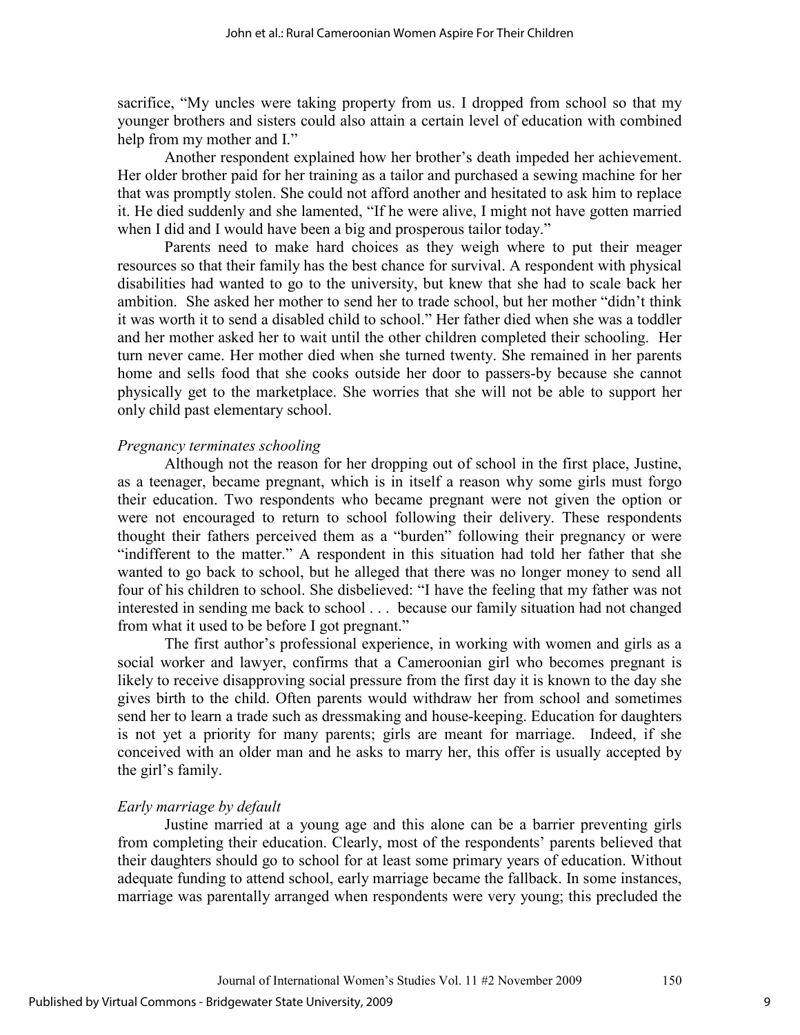sacrifice, "My uncles were taking property from us. I dropped from school so that my younger brothers and sisters could also attain a certain level of education with combined help from my mother and I."

Another respondent explained how her brother's death impeded her achievement. Her older brother paid for her training as a tailor and purchased a sewing machine for her that was promptly stolen. She could not afford another and hesitated to ask him to replace it. He died suddenly and she lamented, "If he were alive, I might not have gotten married when I did and I would have been a big and prosperous tailor today."

Parents need to make hard choices as they weigh where to put their meager resources so that their family has the best chance for survival. A respondent with physical disabilities had wanted to go to the university, but knew that she had to scale back her ambition. She asked her mother to send her to trade school, but her mother "didn't think it was worth it to send a disabled child to school." Her father died when she was a toddler and her mother asked her to wait until the other children completed their schooling. Her turn never came. Her mother died when she turned twenty. She remained in her parents home and sells food that she cooks outside her door to passers-by because she cannot physically get to the marketplace. She worries that she will not be able to support her only child past elementary school.

*Pregnancy terminates schooling*

Although not the reason for her dropping out of school in the first place, Justine, as a teenager, became pregnant, which is in itself a reason why some girls must forgo their education. Two respondents who became pregnant were not given the option or were not encouraged to return to school following their delivery. These respondents thought their fathers perceived them as a "burden" following their pregnancy or were "indifferent to the matter." A respondent in this situation had told her father that she wanted to go back to school, but he alleged that there was no longer money to send all four of his children to school. She disbelieved: "I have the feeling that my father was not interested in sending me back to school . . . because our family situation had not changed from what it used to be before I got pregnant."

The first author's professional experience, in working with women and girls as a social worker and lawyer, confirms that a Cameroonian girl who becomes pregnant is likely to receive disapproving social pressure from the first day it is known to the day she gives birth to the child. Often parents would withdraw her from school and sometimes send her to learn a trade such as dressmaking and house-keeping. Education for daughters is not yet a priority for many parents; girls are meant for marriage. Indeed, if she conceived with an older man and he asks to marry her, this offer is usually accepted by the girl's family.

*Early marriage by default*

Justine married at a young age and this alone can be a barrier preventing girls from completing their education. Clearly, most of the respondents' parents believed that their daughters should go to school for at least some primary years of education. Without adequate funding to attend school, early marriage became the fallback. In some instances, marriage was parentally arranged when respondents were very young; this precluded the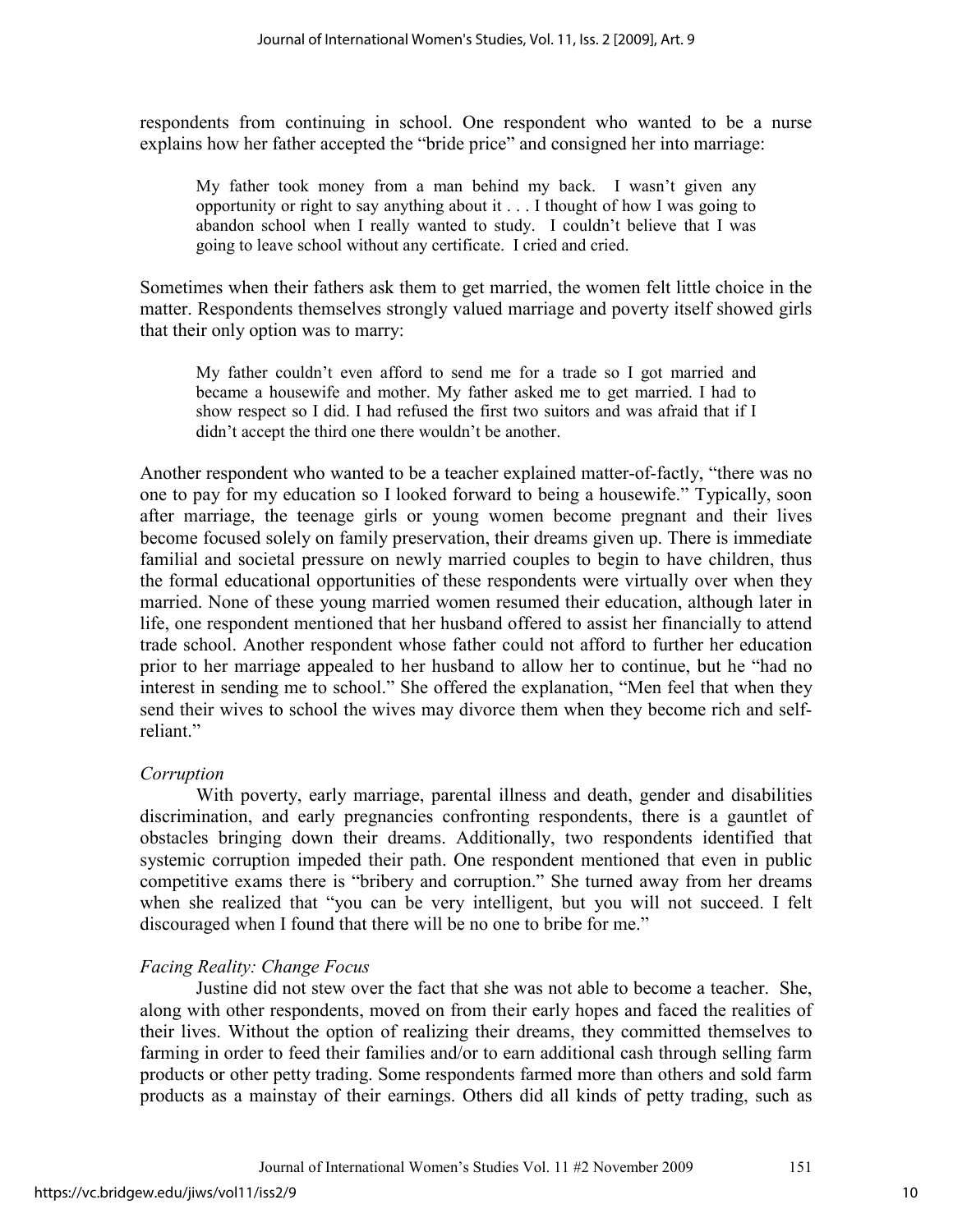respondents from continuing in school. One respondent who wanted to be a nurse explains how her father accepted the "bride price" and consigned her into marriage:

> My father took money from a man behind my back. I wasn't given any opportunity or right to say anything about it . . . I thought of how I was going to abandon school when I really wanted to study. I couldn't believe that I was going to leave school without any certificate. I cried and cried.

Sometimes when their fathers ask them to get married, the women felt little choice in the matter. Respondents themselves strongly valued marriage and poverty itself showed girls that their only option was to marry:

> My father couldn't even afford to send me for a trade so I got married and became a housewife and mother. My father asked me to get married. I had to show respect so I did. I had refused the first two suitors and was afraid that if I didn't accept the third one there wouldn't be another.

Another respondent who wanted to be a teacher explained matter-of-factly, "there was no one to pay for my education so I looked forward to being a housewife." Typically, soon after marriage, the teenage girls or young women become pregnant and their lives become focused solely on family preservation, their dreams given up. There is immediate familial and societal pressure on newly married couples to begin to have children, thus the formal educational opportunities of these respondents were virtually over when they married. None of these young married women resumed their education, although later in life, one respondent mentioned that her husband offered to assist her financially to attend trade school. Another respondent whose father could not afford to further her education prior to her marriage appealed to her husband to allow her to continue, but he "had no interest in sending me to school." She offered the explanation, "Men feel that when they send their wives to school the wives may divorce them when they become rich and self-reliant."

### *Corruption*

With poverty, early marriage, parental illness and death, gender and disabilities discrimination, and early pregnancies confronting respondents, there is a gauntlet of obstacles bringing down their dreams. Additionally, two respondents identified that systemic corruption impeded their path. One respondent mentioned that even in public competitive exams there is "bribery and corruption." She turned away from her dreams when she realized that "you can be very intelligent, but you will not succeed. I felt discouraged when I found that there will be no one to bribe for me."

### *Facing Reality: Change Focus*

Justine did not stew over the fact that she was not able to become a teacher. She, along with other respondents, moved on from their early hopes and faced the realities of their lives. Without the option of realizing their dreams, they committed themselves to farming in order to feed their families and/or to earn additional cash through selling farm products or other petty trading. Some respondents farmed more than others and sold farm products as a mainstay of their earnings. Others did all kinds of petty trading, such as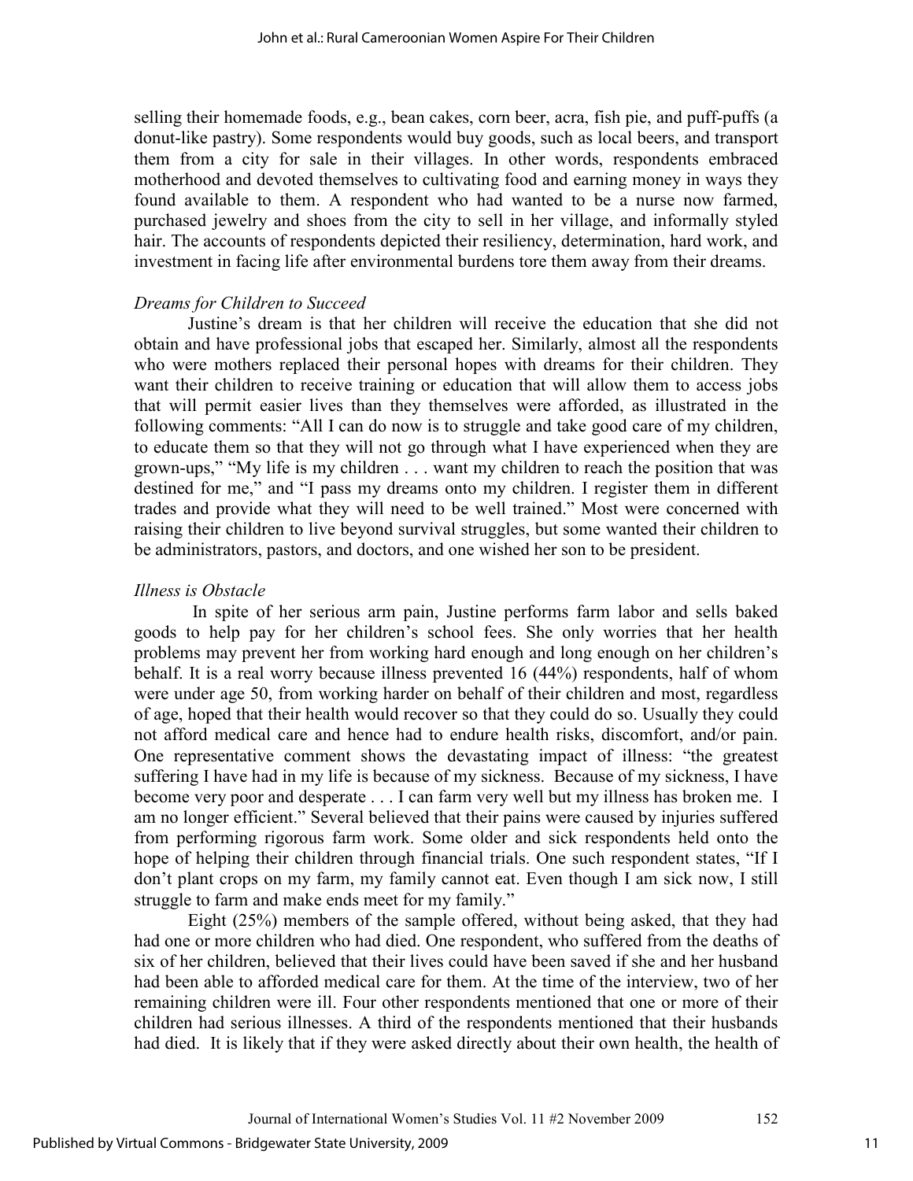selling their homemade foods, e.g., bean cakes, corn beer, acra, fish pie, and puff-puffs (a donut-like pastry). Some respondents would buy goods, such as local beers, and transport them from a city for sale in their villages. In other words, respondents embraced motherhood and devoted themselves to cultivating food and earning money in ways they found available to them. A respondent who had wanted to be a nurse now farmed, purchased jewelry and shoes from the city to sell in her village, and informally styled hair. The accounts of respondents depicted their resiliency, determination, hard work, and investment in facing life after environmental burdens tore them away from their dreams.

### *Dreams for Children to Succeed*

Justine's dream is that her children will receive the education that she did not obtain and have professional jobs that escaped her. Similarly, almost all the respondents who were mothers replaced their personal hopes with dreams for their children. They want their children to receive training or education that will allow them to access jobs that will permit easier lives than they themselves were afforded, as illustrated in the following comments: "All I can do now is to struggle and take good care of my children, to educate them so that they will not go through what I have experienced when they are grown-ups," "My life is my children . . . want my children to reach the position that was destined for me," and "I pass my dreams onto my children. I register them in different trades and provide what they will need to be well trained." Most were concerned with raising their children to live beyond survival struggles, but some wanted their children to be administrators, pastors, and doctors, and one wished her son to be president.

### *Illness is Obstacle*

In spite of her serious arm pain, Justine performs farm labor and sells baked goods to help pay for her children's school fees. She only worries that her health problems may prevent her from working hard enough and long enough on her children's behalf. It is a real worry because illness prevented 16 (44%) respondents, half of whom were under age 50, from working harder on behalf of their children and most, regardless of age, hoped that their health would recover so that they could do so. Usually they could not afford medical care and hence had to endure health risks, discomfort, and/or pain. One representative comment shows the devastating impact of illness: "the greatest suffering I have had in my life is because of my sickness. Because of my sickness, I have become very poor and desperate . . . I can farm very well but my illness has broken me. I am no longer efficient." Several believed that their pains were caused by injuries suffered from performing rigorous farm work. Some older and sick respondents held onto the hope of helping their children through financial trials. One such respondent states, "If I don't plant crops on my farm, my family cannot eat. Even though I am sick now, I still struggle to farm and make ends meet for my family."

Eight (25%) members of the sample offered, without being asked, that they had had one or more children who had died. One respondent, who suffered from the deaths of six of her children, believed that their lives could have been saved if she and her husband had been able to afforded medical care for them. At the time of the interview, two of her remaining children were ill. Four other respondents mentioned that one or more of their children had serious illnesses. A third of the respondents mentioned that their husbands had died. It is likely that if they were asked directly about their own health, the health of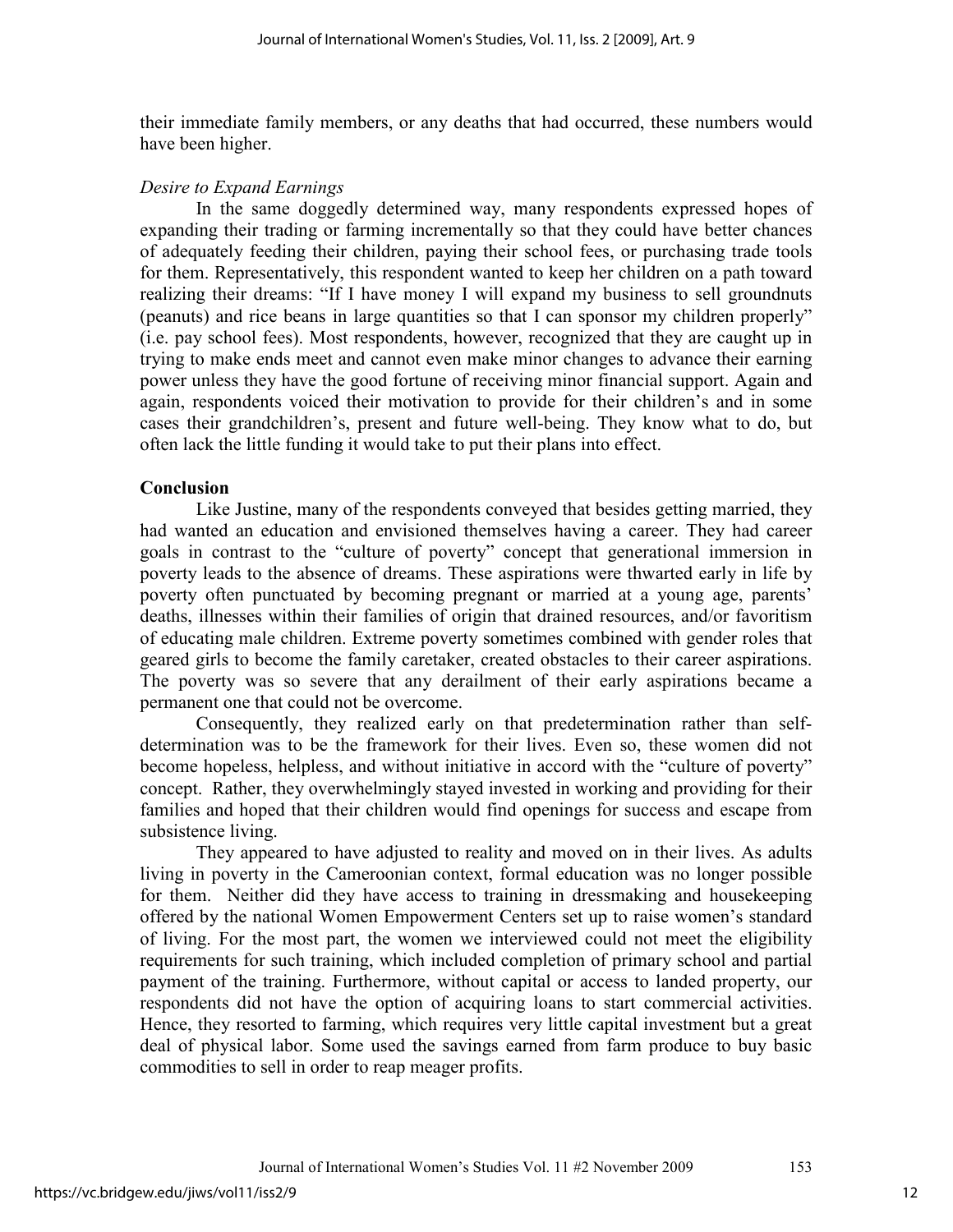their immediate family members, or any deaths that had occurred, these numbers would have been higher.

*Desire to Expand Earnings*

In the same doggedly determined way, many respondents expressed hopes of expanding their trading or farming incrementally so that they could have better chances of adequately feeding their children, paying their school fees, or purchasing trade tools for them. Representatively, this respondent wanted to keep her children on a path toward realizing their dreams: "If I have money I will expand my business to sell groundnuts (peanuts) and rice beans in large quantities so that I can sponsor my children properly" (i.e. pay school fees). Most respondents, however, recognized that they are caught up in trying to make ends meet and cannot even make minor changes to advance their earning power unless they have the good fortune of receiving minor financial support. Again and again, respondents voiced their motivation to provide for their children's and in some cases their grandchildren's, present and future well-being. They know what to do, but often lack the little funding it would take to put their plans into effect.

**Conclusion**

Like Justine, many of the respondents conveyed that besides getting married, they had wanted an education and envisioned themselves having a career. They had career goals in contrast to the "culture of poverty" concept that generational immersion in poverty leads to the absence of dreams. These aspirations were thwarted early in life by poverty often punctuated by becoming pregnant or married at a young age, parents' deaths, illnesses within their families of origin that drained resources, and/or favoritism of educating male children. Extreme poverty sometimes combined with gender roles that geared girls to become the family caretaker, created obstacles to their career aspirations. The poverty was so severe that any derailment of their early aspirations became a permanent one that could not be overcome.

Consequently, they realized early on that predetermination rather than self-determination was to be the framework for their lives. Even so, these women did not become hopeless, helpless, and without initiative in accord with the "culture of poverty" concept. Rather, they overwhelmingly stayed invested in working and providing for their families and hoped that their children would find openings for success and escape from subsistence living.

They appeared to have adjusted to reality and moved on in their lives. As adults living in poverty in the Cameroonian context, formal education was no longer possible for them. Neither did they have access to training in dressmaking and housekeeping offered by the national Women Empowerment Centers set up to raise women's standard of living. For the most part, the women we interviewed could not meet the eligibility requirements for such training, which included completion of primary school and partial payment of the training. Furthermore, without capital or access to landed property, our respondents did not have the option of acquiring loans to start commercial activities. Hence, they resorted to farming, which requires very little capital investment but a great deal of physical labor. Some used the savings earned from farm produce to buy basic commodities to sell in order to reap meager profits.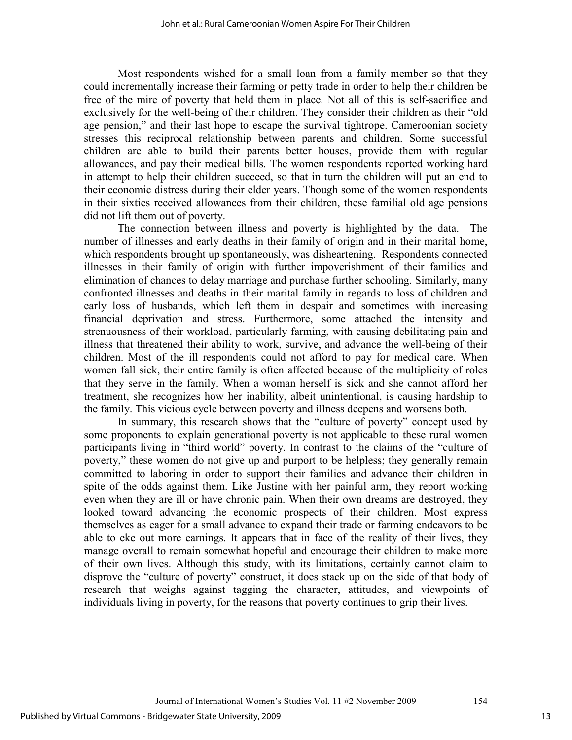Most respondents wished for a small loan from a family member so that they could incrementally increase their farming or petty trade in order to help their children be free of the mire of poverty that held them in place. Not all of this is self-sacrifice and exclusively for the well-being of their children. They consider their children as their "old age pension," and their last hope to escape the survival tightrope. Cameroonian society stresses this reciprocal relationship between parents and children. Some successful children are able to build their parents better houses, provide them with regular allowances, and pay their medical bills. The women respondents reported working hard in attempt to help their children succeed, so that in turn the children will put an end to their economic distress during their elder years. Though some of the women respondents in their sixties received allowances from their children, these familial old age pensions did not lift them out of poverty.

The connection between illness and poverty is highlighted by the data. The number of illnesses and early deaths in their family of origin and in their marital home, which respondents brought up spontaneously, was disheartening. Respondents connected illnesses in their family of origin with further impoverishment of their families and elimination of chances to delay marriage and purchase further schooling. Similarly, many confronted illnesses and deaths in their marital family in regards to loss of children and early loss of husbands, which left them in despair and sometimes with increasing financial deprivation and stress. Furthermore, some attached the intensity and strenuousness of their workload, particularly farming, with causing debilitating pain and illness that threatened their ability to work, survive, and advance the well-being of their children. Most of the ill respondents could not afford to pay for medical care. When women fall sick, their entire family is often affected because of the multiplicity of roles that they serve in the family. When a woman herself is sick and she cannot afford her treatment, she recognizes how her inability, albeit unintentional, is causing hardship to the family. This vicious cycle between poverty and illness deepens and worsens both.

In summary, this research shows that the "culture of poverty" concept used by some proponents to explain generational poverty is not applicable to these rural women participants living in "third world" poverty. In contrast to the claims of the "culture of poverty," these women do not give up and purport to be helpless; they generally remain committed to laboring in order to support their families and advance their children in spite of the odds against them. Like Justine with her painful arm, they report working even when they are ill or have chronic pain. When their own dreams are destroyed, they looked toward advancing the economic prospects of their children. Most express themselves as eager for a small advance to expand their trade or farming endeavors to be able to eke out more earnings. It appears that in face of the reality of their lives, they manage overall to remain somewhat hopeful and encourage their children to make more of their own lives. Although this study, with its limitations, certainly cannot claim to disprove the "culture of poverty" construct, it does stack up on the side of that body of research that weighs against tagging the character, attitudes, and viewpoints of individuals living in poverty, for the reasons that poverty continues to grip their lives.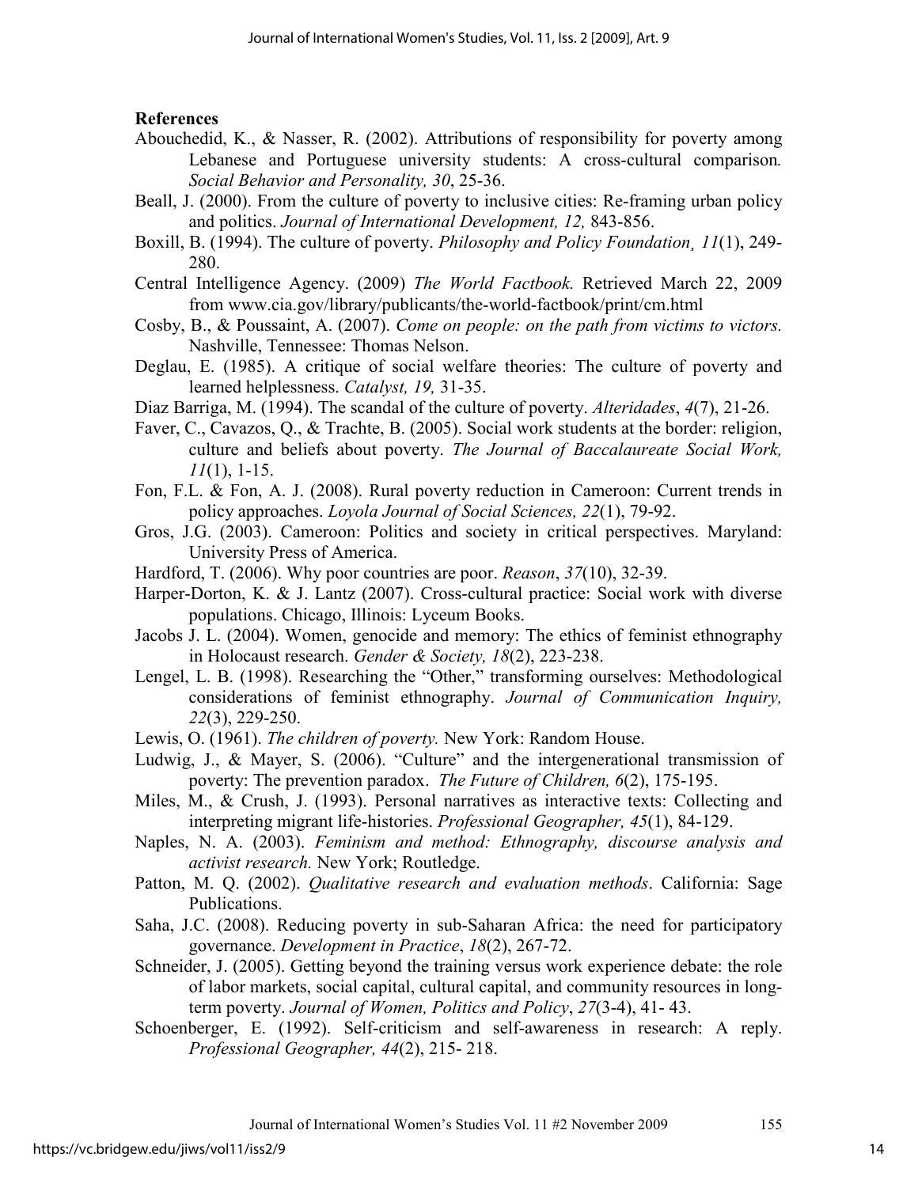**References**

Abouchedid, K., & Nasser, R. (2002). Attributions of responsibility for poverty among Lebanese and Portuguese university students: A cross-cultural comparison*. Social Behavior and Personality, 30*, 25-36.

Beall, J. (2000). From the culture of poverty to inclusive cities: Re-framing urban policy and politics. *Journal of International Development, 12,* 843-856.

Boxill, B. (1994). The culture of poverty. *Philosophy and Policy Foundation¸ 11*(1), 249-280.

Central Intelligence Agency. (2009) *The World Factbook.* Retrieved March 22, 2009 from www.cia.gov/library/publicants/the-world-factbook/print/cm.html

Cosby, B., & Poussaint, A. (2007). *Come on people: on the path from victims to victors.* Nashville, Tennessee: Thomas Nelson.

Deglau, E. (1985). A critique of social welfare theories: The culture of poverty and learned helplessness. *Catalyst, 19,* 31-35.

Diaz Barriga, M. (1994). The scandal of the culture of poverty. *Alteridades*, *4*(7), 21-26.

Faver, C., Cavazos, Q., & Trachte, B. (2005). Social work students at the border: religion, culture and beliefs about poverty. *The Journal of Baccalaureate Social Work, 11*(1), 1-15.

Fon, F.L. & Fon, A. J. (2008). Rural poverty reduction in Cameroon: Current trends in policy approaches. *Loyola Journal of Social Sciences, 22*(1), 79-92.

Gros, J.G. (2003). Cameroon: Politics and society in critical perspectives. Maryland: University Press of America.

Hardford, T. (2006). Why poor countries are poor. *Reason*, *37*(10), 32-39.

Harper-Dorton, K. & J. Lantz (2007). Cross-cultural practice: Social work with diverse populations. Chicago, Illinois: Lyceum Books.

Jacobs J. L. (2004). Women, genocide and memory: The ethics of feminist ethnography in Holocaust research. *Gender & Society, 18*(2), 223-238.

Lengel, L. B. (1998). Researching the "Other," transforming ourselves: Methodological considerations of feminist ethnography. *Journal of Communication Inquiry, 22*(3), 229-250.

Lewis, O. (1961). *The children of poverty.* New York: Random House.

Ludwig, J., & Mayer, S. (2006). "Culture" and the intergenerational transmission of poverty: The prevention paradox. *The Future of Children, 6*(2), 175-195.

Miles, M., & Crush, J. (1993). Personal narratives as interactive texts: Collecting and interpreting migrant life-histories. *Professional Geographer, 45*(1), 84-129.

Naples, N. A. (2003). *Feminism and method: Ethnography, discourse analysis and activist research.* New York; Routledge.

Patton, M. Q. (2002). *Qualitative research and evaluation methods*. California: Sage Publications.

Saha, J.C. (2008). Reducing poverty in sub-Saharan Africa: the need for participatory governance. *Development in Practice*, *18*(2), 267-72.

Schneider, J. (2005). Getting beyond the training versus work experience debate: the role of labor markets, social capital, cultural capital, and community resources in long-term poverty. *Journal of Women, Politics and Policy*, *27*(3-4), 41- 43.

Schoenberger, E. (1992). Self-criticism and self-awareness in research: A reply. *Professional Geographer, 44*(2), 215- 218.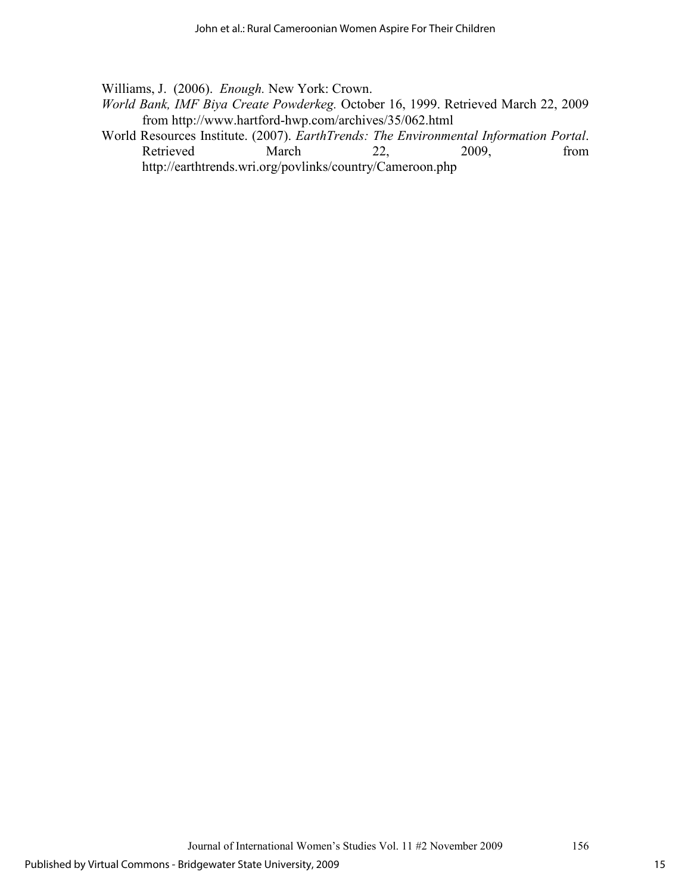Williams, J. (2006). *Enough.* New York: Crown.

*World Bank, IMF Biya Create Powderkeg.* October 16, 1999. Retrieved March 22, 2009 from http://www.hartford-hwp.com/archives/35/062.html

World Resources Institute. (2007). *EarthTrends: The Environmental Information Portal*. Retrieved March 22, 2009, from http://earthtrends.wri.org/povlinks/country/Cameroon.php